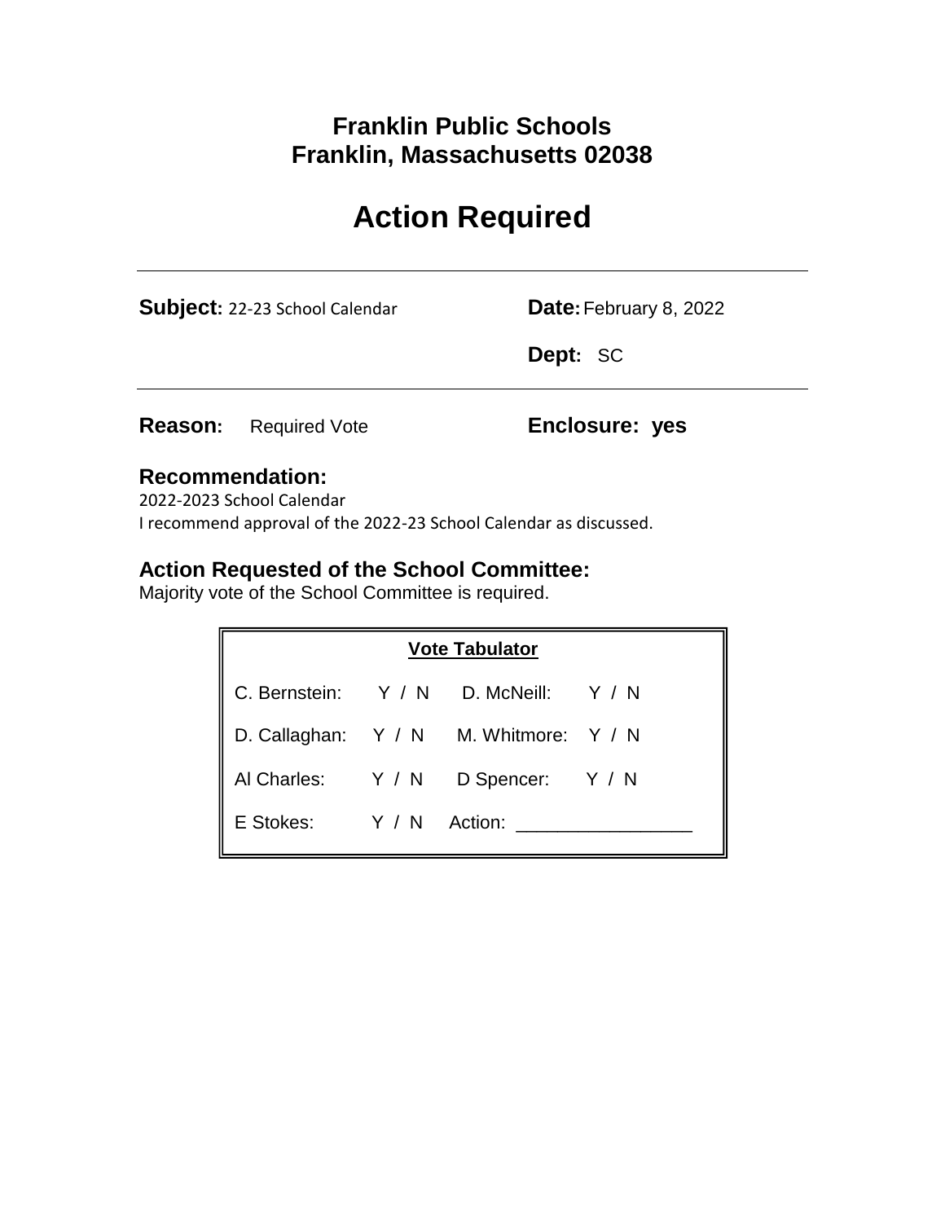# Franklin Public Schools
# Franklin, Massachusetts 02038

# Action Required

---

**Subject:** 22-23 School Calendar **Date:** February 8, 2022

**Dept:** SC

---

**Reason:** Required Vote **Enclosure: yes**

## Recommendation:

2022-2023 School Calendar
I recommend approval of the 2022-23 School Calendar as discussed.

## Action Requested of the School Committee:

Majority vote of the School Committee is required.

| Vote Tabulator | | | |
|---|---|---|---|
| C. Bernstein: | Y / N | D. McNeill: | Y / N |
| D. Callaghan: | Y / N | M. Whitmore: | Y / N |
| Al Charles: | Y / N | D Spencer: | Y / N |
| E Stokes: | Y / N | Action: | _________________ |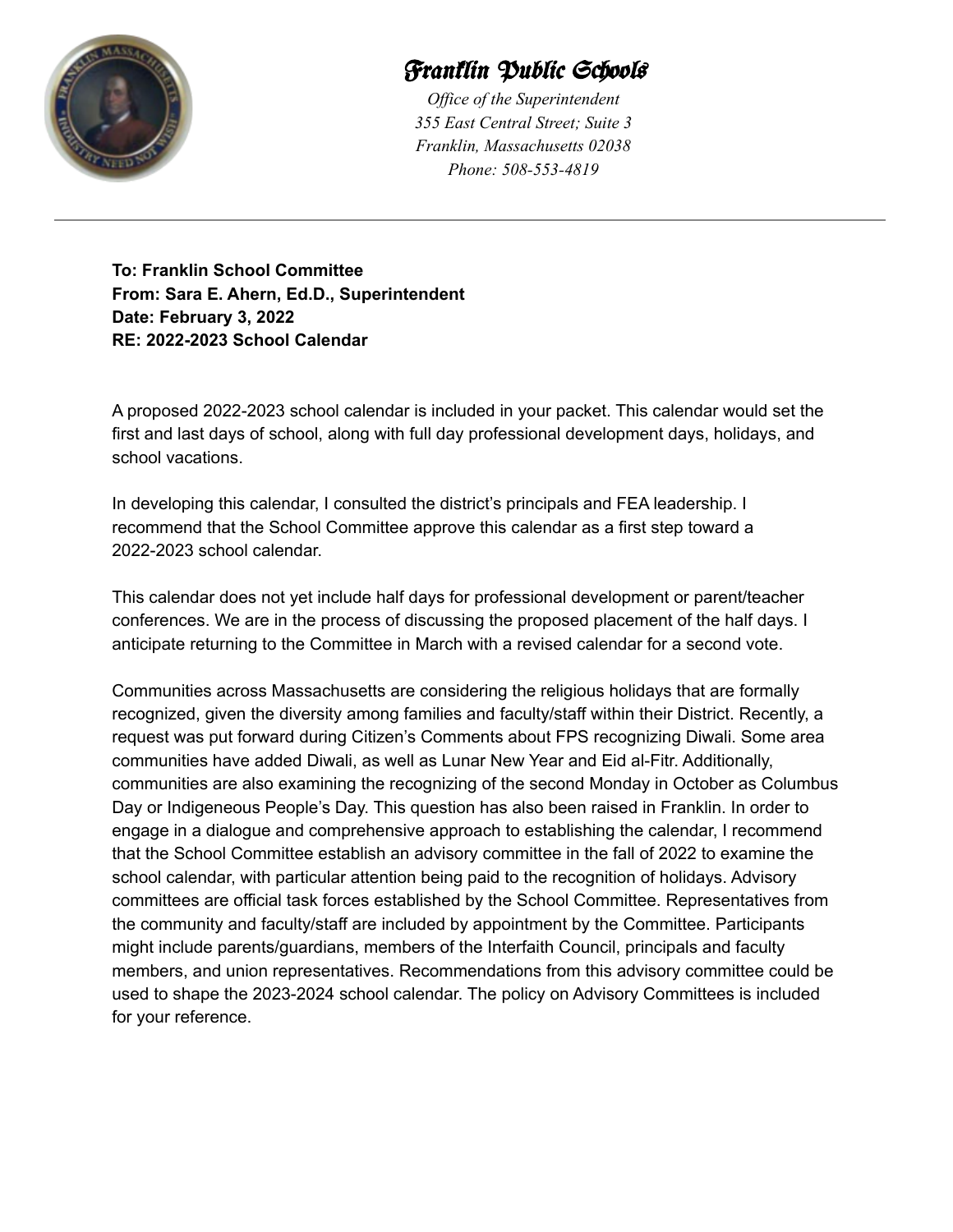# Franklin Public Schools

*Office of the Superintendent*
*355 East Central Street; Suite 3*
*Franklin, Massachusetts 02038*
*Phone: 508-553-4819*

---

**To: Franklin School Committee**
**From: Sara E. Ahern, Ed.D., Superintendent**
**Date: February 3, 2022**
**RE: 2022-2023 School Calendar**

A proposed 2022-2023 school calendar is included in your packet. This calendar would set the first and last days of school, along with full day professional development days, holidays, and school vacations.

In developing this calendar, I consulted the district's principals and FEA leadership. I recommend that the School Committee approve this calendar as a first step toward a 2022-2023 school calendar.

This calendar does not yet include half days for professional development or parent/teacher conferences. We are in the process of discussing the proposed placement of the half days. I anticipate returning to the Committee in March with a revised calendar for a second vote.

Communities across Massachusetts are considering the religious holidays that are formally recognized, given the diversity among families and faculty/staff within their District. Recently, a request was put forward during Citizen's Comments about FPS recognizing Diwali. Some area communities have added Diwali, as well as Lunar New Year and Eid al-Fitr. Additionally, communities are also examining the recognizing of the second Monday in October as Columbus Day or Indigeneous People's Day. This question has also been raised in Franklin. In order to engage in a dialogue and comprehensive approach to establishing the calendar, I recommend that the School Committee establish an advisory committee in the fall of 2022 to examine the school calendar, with particular attention being paid to the recognition of holidays. Advisory committees are official task forces established by the School Committee. Representatives from the community and faculty/staff are included by appointment by the Committee. Participants might include parents/guardians, members of the Interfaith Council, principals and faculty members, and union representatives. Recommendations from this advisory committee could be used to shape the 2023-2024 school calendar. The policy on Advisory Committees is included for your reference.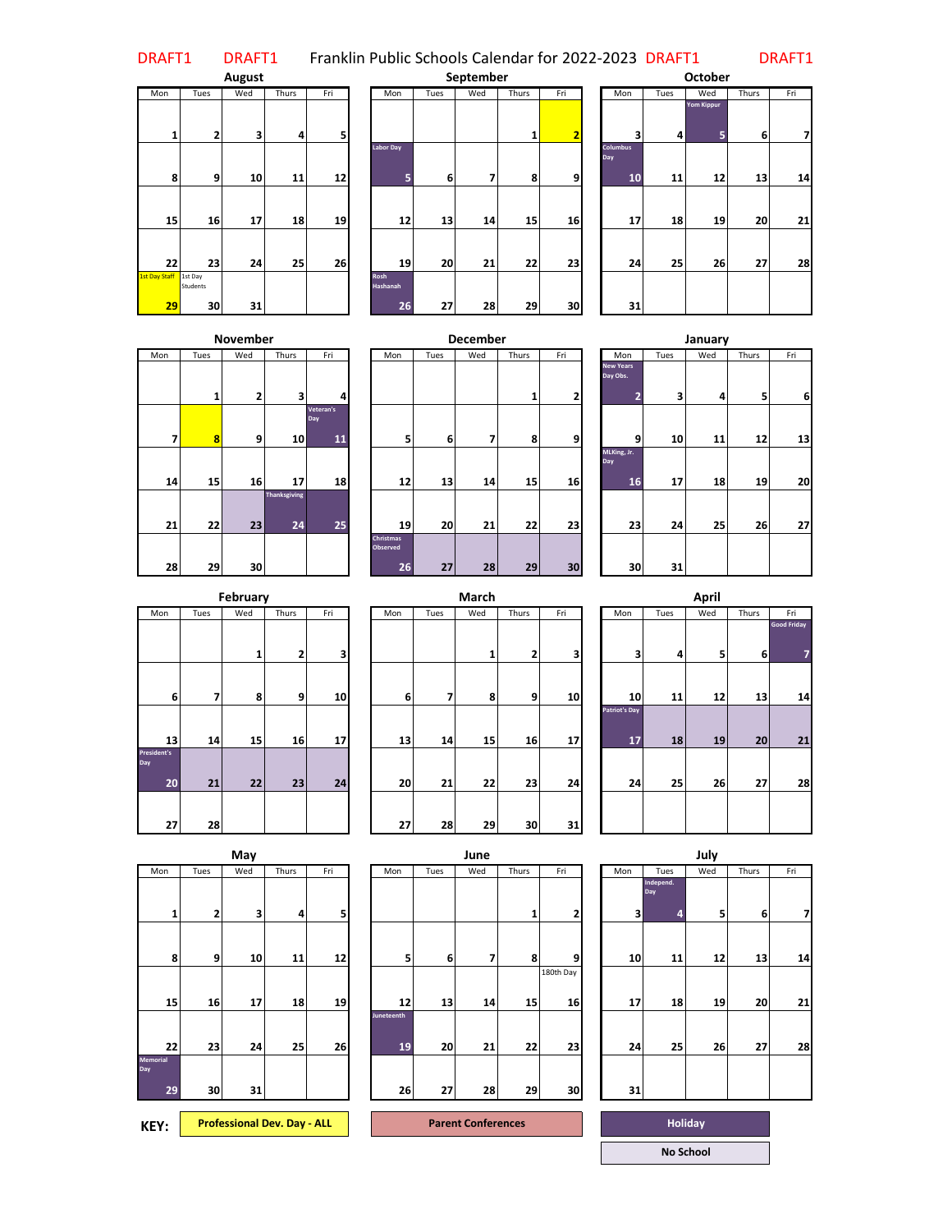DRAFT1 DRAFT1 Franklin Public Schools Calendar for 2022-2023 DRAFT1 DRAFT1

## August

| Mon | Tues | Wed | Thurs | Fri |
|---|---|---|---|---|
| 1 | 2 | 3 | 4 | 5 |
| 8 | 9 | 10 | 11 | 12 |
| 15 | 16 | 17 | 18 | 19 |
| 22 | 23 | 24 | 25 | 26 |
| 1st Day Staff 29 | 1st Day Students 30 | 31 | | |

## September

| Mon | Tues | Wed | Thurs | Fri |
|---|---|---|---|---|
| | | | 1 | 2 |
| Labor Day 5 | 6 | 7 | 8 | 9 |
| 12 | 13 | 14 | 15 | 16 |
| 19 | 20 | 21 | 22 | 23 |
| Rosh Hashanah 26 | 27 | 28 | 29 | 30 |

## October

| Mon | Tues | Wed | Thurs | Fri |
|---|---|---|---|---|
| 3 | 4 | Yom Kippur 5 | 6 | 7 |
| Columbus Day 10 | 11 | 12 | 13 | 14 |
| 17 | 18 | 19 | 20 | 21 |
| 24 | 25 | 26 | 27 | 28 |
| 31 | | | | |

## November

| Mon | Tues | Wed | Thurs | Fri |
|---|---|---|---|---|
| | 1 | 2 | 3 | 4 |
| 7 | 8 | 9 | 10 | Veteran's Day 11 |
| 14 | 15 | 16 | 17 | 18 |
| 21 | 22 | 23 | Thanksgiving 24 | 25 |
| 28 | 29 | 30 | | |

## December

| Mon | Tues | Wed | Thurs | Fri |
|---|---|---|---|---|
| | | | 1 | 2 |
| 5 | 6 | 7 | 8 | 9 |
| 12 | 13 | 14 | 15 | 16 |
| 19 | 20 | 21 | 22 | 23 |
| Christmas Observed 26 | 27 | 28 | 29 | 30 |

## January

| Mon | Tues | Wed | Thurs | Fri |
|---|---|---|---|---|
| New Years Day Obs. 2 | 3 | 4 | 5 | 6 |
| 9 | 10 | 11 | 12 | 13 |
| MLKing, Jr. Day 16 | 17 | 18 | 19 | 20 |
| 23 | 24 | 25 | 26 | 27 |
| 30 | 31 | | | |

## February

| Mon | Tues | Wed | Thurs | Fri |
|---|---|---|---|---|
| | | 1 | 2 | 3 |
| 6 | 7 | 8 | 9 | 10 |
| 13 | 14 | 15 | 16 | 17 |
| President's Day 20 | 21 | 22 | 23 | 24 |
| 27 | 28 | | | |

## March

| Mon | Tues | Wed | Thurs | Fri |
|---|---|---|---|---|
| | | 1 | 2 | 3 |
| 6 | 7 | 8 | 9 | 10 |
| 13 | 14 | 15 | 16 | 17 |
| 20 | 21 | 22 | 23 | 24 |
| 27 | 28 | 29 | 30 | 31 |

## April

| Mon | Tues | Wed | Thurs | Fri |
|---|---|---|---|---|
| 3 | 4 | 5 | 6 | Good Friday 7 |
| 10 | 11 | 12 | 13 | 14 |
| Patriot's Day 17 | 18 | 19 | 20 | 21 |
| 24 | 25 | 26 | 27 | 28 |

## May

| Mon | Tues | Wed | Thurs | Fri |
|---|---|---|---|---|
| 1 | 2 | 3 | 4 | 5 |
| 8 | 9 | 10 | 11 | 12 |
| 15 | 16 | 17 | 18 | 19 |
| 22 | 23 | 24 | 25 | 26 |
| Memorial Day 29 | 30 | 31 | | |

## June

| Mon | Tues | Wed | Thurs | Fri |
|---|---|---|---|---|
| | | | 1 | 2 |
| 5 | 6 | 7 | 8 | 9 |
| 12 | 13 | 14 | 15 | 180th Day 16 |
| Juneteenth 19 | 20 | 21 | 22 | 23 |
| 26 | 27 | 28 | 29 | 30 |

## July

| Mon | Tues | Wed | Thurs | Fri |
|---|---|---|---|---|
| 3 | Independ. Day 4 | 5 | 6 | 7 |
| 10 | 11 | 12 | 13 | 14 |
| 17 | 18 | 19 | 20 | 21 |
| 24 | 25 | 26 | 27 | 28 |
| 31 | | | | |

**KEY:** Professional Dev. Day - ALL | Parent Conferences | Holiday | No School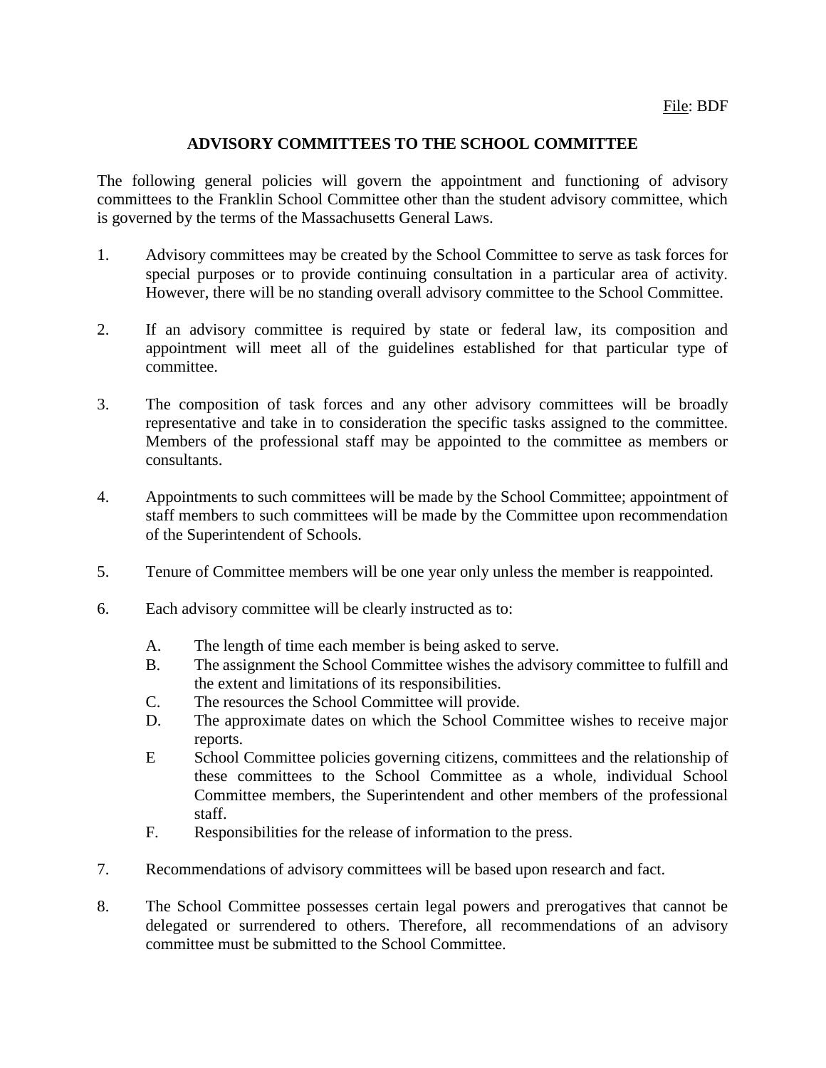File: BDF

# ADVISORY COMMITTEES TO THE SCHOOL COMMITTEE

The following general policies will govern the appointment and functioning of advisory committees to the Franklin School Committee other than the student advisory committee, which is governed by the terms of the Massachusetts General Laws.

1. Advisory committees may be created by the School Committee to serve as task forces for special purposes or to provide continuing consultation in a particular area of activity. However, there will be no standing overall advisory committee to the School Committee.

2. If an advisory committee is required by state or federal law, its composition and appointment will meet all of the guidelines established for that particular type of committee.

3. The composition of task forces and any other advisory committees will be broadly representative and take in to consideration the specific tasks assigned to the committee. Members of the professional staff may be appointed to the committee as members or consultants.

4. Appointments to such committees will be made by the School Committee; appointment of staff members to such committees will be made by the Committee upon recommendation of the Superintendent of Schools.

5. Tenure of Committee members will be one year only unless the member is reappointed.

6. Each advisory committee will be clearly instructed as to:

   A. The length of time each member is being asked to serve.
   B. The assignment the School Committee wishes the advisory committee to fulfill and the extent and limitations of its responsibilities.
   C. The resources the School Committee will provide.
   D. The approximate dates on which the School Committee wishes to receive major reports.
   E School Committee policies governing citizens, committees and the relationship of these committees to the School Committee as a whole, individual School Committee members, the Superintendent and other members of the professional staff.
   F. Responsibilities for the release of information to the press.

7. Recommendations of advisory committees will be based upon research and fact.

8. The School Committee possesses certain legal powers and prerogatives that cannot be delegated or surrendered to others. Therefore, all recommendations of an advisory committee must be submitted to the School Committee.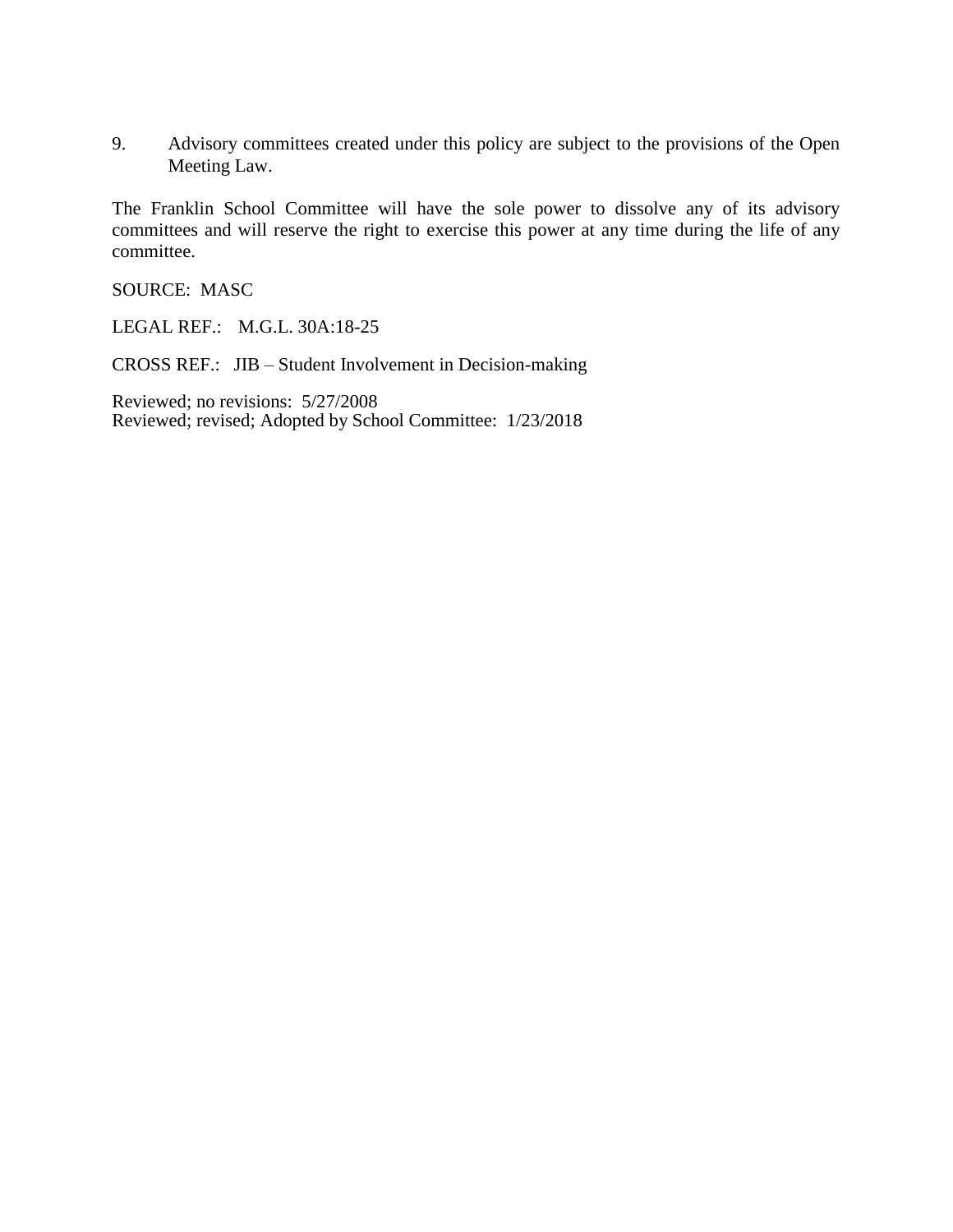9. Advisory committees created under this policy are subject to the provisions of the Open Meeting Law.

The Franklin School Committee will have the sole power to dissolve any of its advisory committees and will reserve the right to exercise this power at any time during the life of any committee.

SOURCE: MASC

LEGAL REF.: M.G.L. 30A:18-25

CROSS REF.: JIB – Student Involvement in Decision-making

Reviewed; no revisions: 5/27/2008
Reviewed; revised; Adopted by School Committee: 1/23/2018